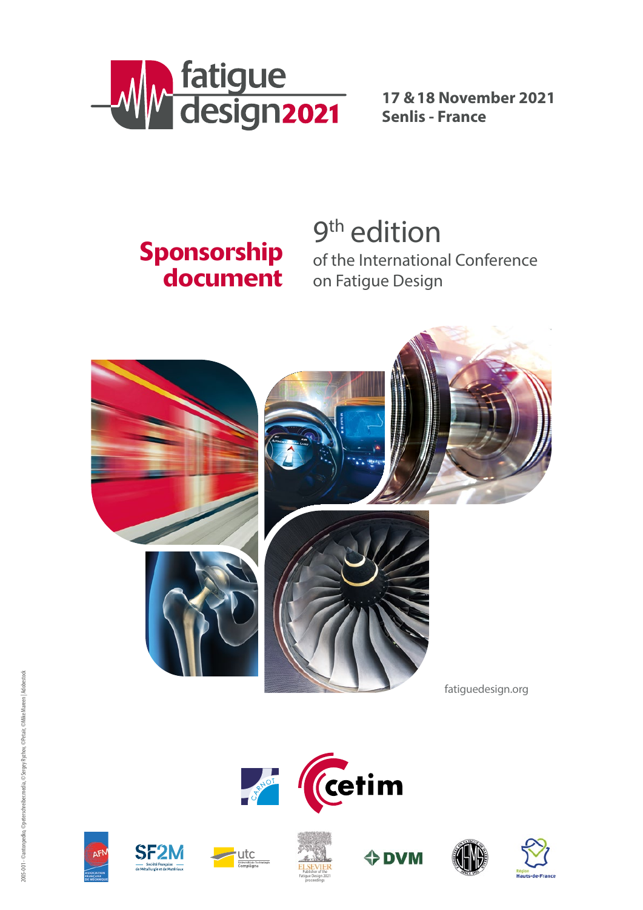# fatigue design2021

**17 & 18 November 2021**
**Senlis - France**

## Sponsorship document

9th edition
of the International Conference on Fatigue Design

fatiguedesign.org

2005-001 - ©antonpedia, ©peterschreiber.media, ©Sergey Rychov, ©Petair, ©Mike Mareen | Adobestock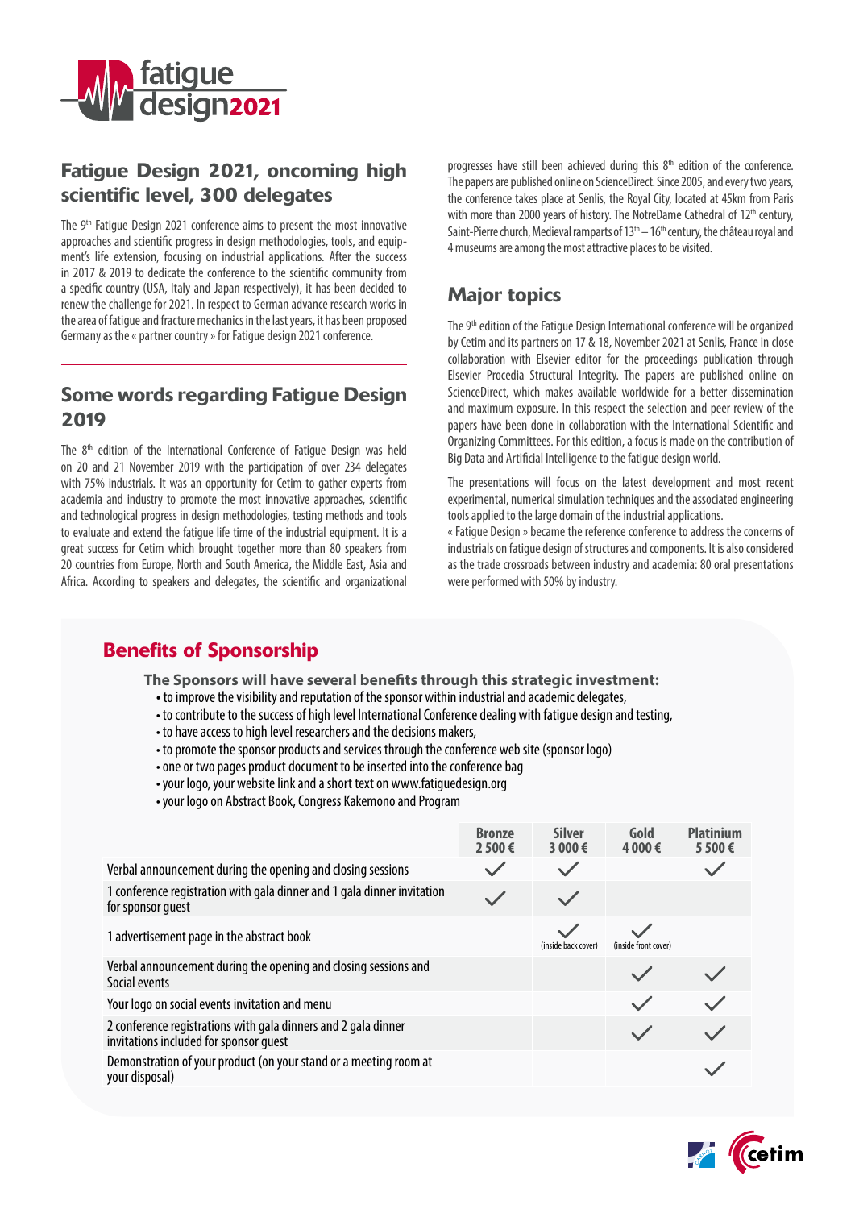## Fatigue Design 2021, oncoming high scientific level, 300 delegates

The 9th Fatigue Design 2021 conference aims to present the most innovative approaches and scientific progress in design methodologies, tools, and equipment's life extension, focusing on industrial applications. After the success in 2017 & 2019 to dedicate the conference to the scientific community from a specific country (USA, Italy and Japan respectively), it has been decided to renew the challenge for 2021. In respect to German advance research works in the area of fatigue and fracture mechanics in the last years, it has been proposed Germany as the « partner country » for Fatigue design 2021 conference.

## Some words regarding Fatigue Design 2019

The 8th edition of the International Conference of Fatigue Design was held on 20 and 21 November 2019 with the participation of over 234 delegates with 75% industrials. It was an opportunity for Cetim to gather experts from academia and industry to promote the most innovative approaches, scientific and technological progress in design methodologies, testing methods and tools to evaluate and extend the fatigue life time of the industrial equipment. It is a great success for Cetim which brought together more than 80 speakers from 20 countries from Europe, North and South America, the Middle East, Asia and Africa. According to speakers and delegates, the scientific and organizational progresses have still been achieved during this 8th edition of the conference. The papers are published online on ScienceDirect. Since 2005, and every two years, the conference takes place at Senlis, the Royal City, located at 45km from Paris with more than 2000 years of history. The NotreDame Cathedral of 12th century, Saint-Pierre church, Medieval ramparts of 13th – 16th century, the château royal and 4 museums are among the most attractive places to be visited.

## Major topics

The 9th edition of the Fatigue Design International conference will be organized by Cetim and its partners on 17 & 18, November 2021 at Senlis, France in close collaboration with Elsevier editor for the proceedings publication through Elsevier Procedia Structural Integrity. The papers are published online on ScienceDirect, which makes available worldwide for a better dissemination and maximum exposure. In this respect the selection and peer review of the papers have been done in collaboration with the International Scientific and Organizing Committees. For this edition, a focus is made on the contribution of Big Data and Artificial Intelligence to the fatigue design world.

The presentations will focus on the latest development and most recent experimental, numerical simulation techniques and the associated engineering tools applied to the large domain of the industrial applications.

« Fatigue Design » became the reference conference to address the concerns of industrials on fatigue design of structures and components. It is also considered as the trade crossroads between industry and academia: 80 oral presentations were performed with 50% by industry.

## Benefits of Sponsorship

**The Sponsors will have several benefits through this strategic investment:**

- to improve the visibility and reputation of the sponsor within industrial and academic delegates,
- to contribute to the success of high level International Conference dealing with fatigue design and testing,
- to have access to high level researchers and the decisions makers,
- to promote the sponsor products and services through the conference web site (sponsor logo)
- one or two pages product document to be inserted into the conference bag
- your logo, your website link and a short text on www.fatiguedesign.org
- your logo on Abstract Book, Congress Kakemono and Program

| | Bronze 2 500 € | Silver 3 000 € | Gold 4 000 € | Platinium 5 500 € |
|---|---|---|---|---|
| Verbal announcement during the opening and closing sessions | ✓ | ✓ | | ✓ |
| 1 conference registration with gala dinner and 1 gala dinner invitation for sponsor guest | ✓ | ✓ | | |
| 1 advertisement page in the abstract book | | ✓ (inside back cover) | ✓ (inside front cover) | |
| Verbal announcement during the opening and closing sessions and Social events | | | ✓ | ✓ |
| Your logo on social events invitation and menu | | | ✓ | ✓ |
| 2 conference registrations with gala dinners and 2 gala dinner invitations included for sponsor guest | | | ✓ | ✓ |
| Demonstration of your product (on your stand or a meeting room at your disposal) | | | | ✓ |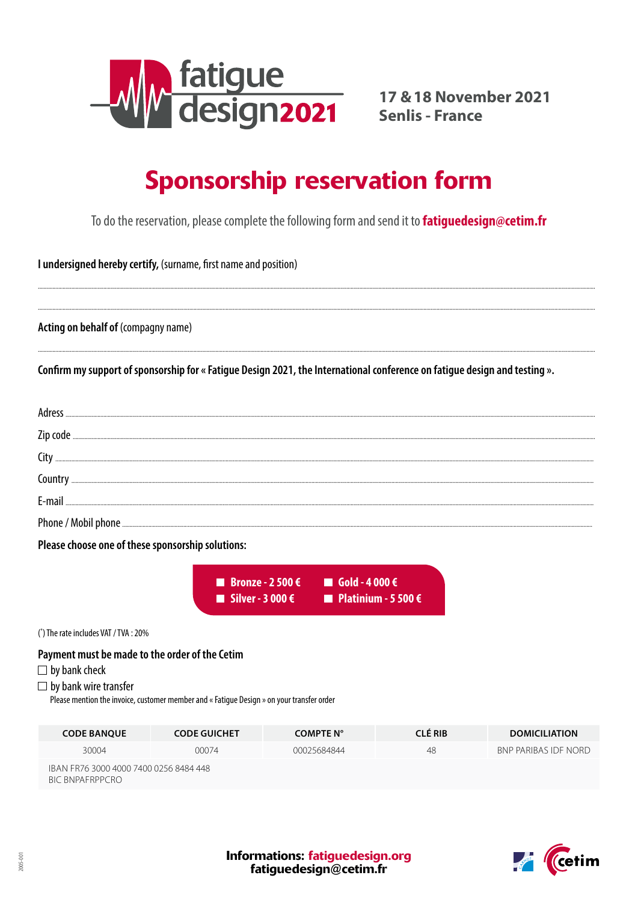fatigue design2021

17 & 18 November 2021
Senlis - France

# Sponsorship reservation form

To do the reservation, please complete the following form and send it to **fatiguedesign@cetim.fr**

**I undersigned hereby certify,** (surname, first name and position)

..............................................................................................................................................

..............................................................................................................................................

**Acting on behalf of** (compagny name)

..............................................................................................................................................

**Confirm my support of sponsorship for « Fatigue Design 2021, the International conference on fatigue design and testing ».**

Adress ..............................................................................................................................

Zip code ..........................................................................................................................

City ..................................................................................................................................

Country ............................................................................................................................

E-mail ..............................................................................................................................

Phone / Mobil phone .........................................................................................................

**Please choose one of these sponsorship solutions:**

- **Bronze - 2 500 €**
- **Gold - 4 000 €**
- **Silver - 3 000 €**
- **Platinium - 5 500 €**

(*) The rate includes VAT / TVA : 20%

**Payment must be made to the order of the Cetim**

☐ by bank check

☐ by bank wire transfer

Please mention the invoice, customer member and « Fatigue Design » on your transfer order

| CODE BANQUE | CODE GUICHET | COMPTE N° | CLÉ RIB | DOMICILIATION |
|---|---|---|---|---|
| 30004 | 00074 | 00025684844 | 48 | BNP PARIBAS IDF NORD |
| IBAN FR76 3000 4000 7400 0256 8484 448<br>BIC BNPAFRPPCRO | | | | |

**Informations: fatiguedesign.org**
**fatiguedesign@cetim.fr**

cetim